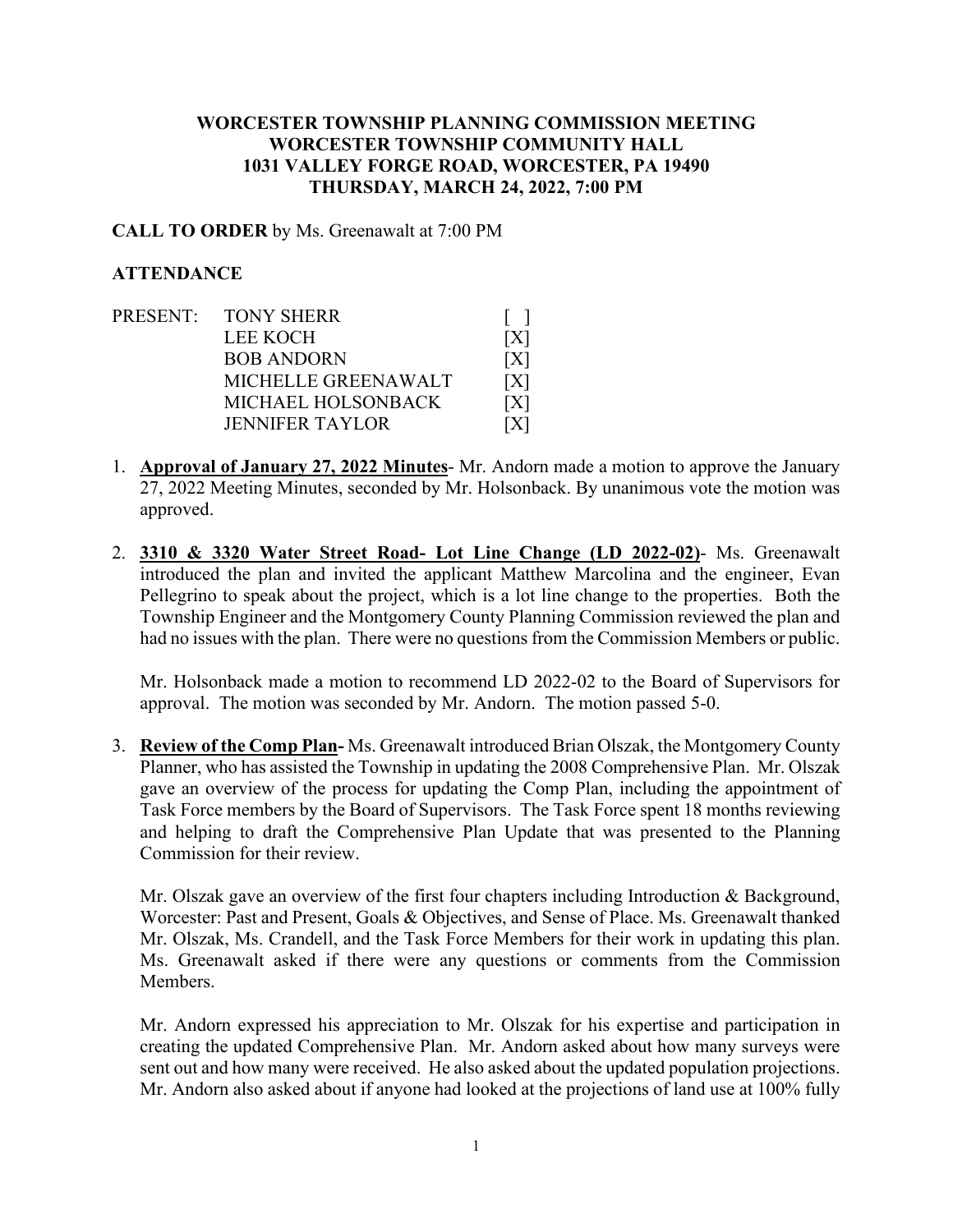**WORCESTER TOWNSHIP PLANNING COMMISSION MEETING**
**WORCESTER TOWNSHIP COMMUNITY HALL**
**1031 VALLEY FORGE ROAD, WORCESTER, PA 19490**
**THURSDAY, MARCH 24, 2022, 7:00 PM**

**CALL TO ORDER** by Ms. Greenawalt at 7:00 PM

**ATTENDANCE**

| PRESENT: | TONY SHERR | [ ] |
|---|---|---|
| | LEE KOCH | [X] |
| | BOB ANDORN | [X] |
| | MICHELLE GREENAWALT | [X] |
| | MICHAEL HOLSONBACK | [X] |
| | JENNIFER TAYLOR | [X] |

1. **Approval of January 27, 2022 Minutes**- Mr. Andorn made a motion to approve the January 27, 2022 Meeting Minutes, seconded by Mr. Holsonback. By unanimous vote the motion was approved.

2. **3310 & 3320 Water Street Road- Lot Line Change (LD 2022-02)**- Ms. Greenawalt introduced the plan and invited the applicant Matthew Marcolina and the engineer, Evan Pellegrino to speak about the project, which is a lot line change to the properties. Both the Township Engineer and the Montgomery County Planning Commission reviewed the plan and had no issues with the plan. There were no questions from the Commission Members or public.

   Mr. Holsonback made a motion to recommend LD 2022-02 to the Board of Supervisors for approval. The motion was seconded by Mr. Andorn. The motion passed 5-0.

3. **Review of the Comp Plan-** Ms. Greenawalt introduced Brian Olszak, the Montgomery County Planner, who has assisted the Township in updating the 2008 Comprehensive Plan. Mr. Olszak gave an overview of the process for updating the Comp Plan, including the appointment of Task Force members by the Board of Supervisors. The Task Force spent 18 months reviewing and helping to draft the Comprehensive Plan Update that was presented to the Planning Commission for their review.

   Mr. Olszak gave an overview of the first four chapters including Introduction & Background, Worcester: Past and Present, Goals & Objectives, and Sense of Place. Ms. Greenawalt thanked Mr. Olszak, Ms. Crandell, and the Task Force Members for their work in updating this plan. Ms. Greenawalt asked if there were any questions or comments from the Commission Members.

   Mr. Andorn expressed his appreciation to Mr. Olszak for his expertise and participation in creating the updated Comprehensive Plan. Mr. Andorn asked about how many surveys were sent out and how many were received. He also asked about the updated population projections. Mr. Andorn also asked about if anyone had looked at the projections of land use at 100% fully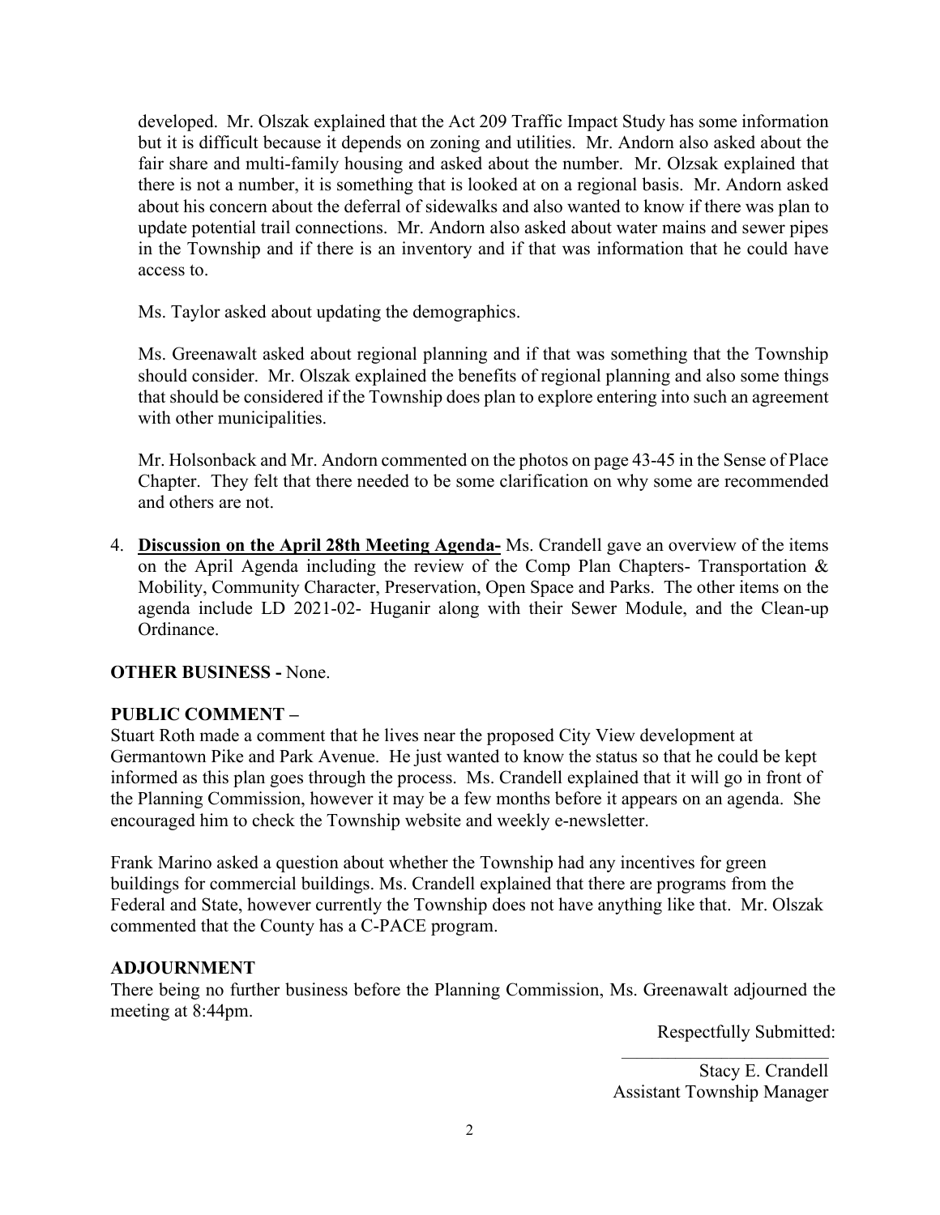developed. Mr. Olszak explained that the Act 209 Traffic Impact Study has some information but it is difficult because it depends on zoning and utilities. Mr. Andorn also asked about the fair share and multi-family housing and asked about the number. Mr. Olzsak explained that there is not a number, it is something that is looked at on a regional basis. Mr. Andorn asked about his concern about the deferral of sidewalks and also wanted to know if there was plan to update potential trail connections. Mr. Andorn also asked about water mains and sewer pipes in the Township and if there is an inventory and if that was information that he could have access to.

Ms. Taylor asked about updating the demographics.

Ms. Greenawalt asked about regional planning and if that was something that the Township should consider. Mr. Olszak explained the benefits of regional planning and also some things that should be considered if the Township does plan to explore entering into such an agreement with other municipalities.

Mr. Holsonback and Mr. Andorn commented on the photos on page 43-45 in the Sense of Place Chapter. They felt that there needed to be some clarification on why some are recommended and others are not.

4. **<u>Discussion on the April 28th Meeting Agenda-</u>** Ms. Crandell gave an overview of the items on the April Agenda including the review of the Comp Plan Chapters- Transportation & Mobility, Community Character, Preservation, Open Space and Parks. The other items on the agenda include LD 2021-02- Huganir along with their Sewer Module, and the Clean-up Ordinance.

**OTHER BUSINESS -** None.

**PUBLIC COMMENT –**

Stuart Roth made a comment that he lives near the proposed City View development at Germantown Pike and Park Avenue. He just wanted to know the status so that he could be kept informed as this plan goes through the process. Ms. Crandell explained that it will go in front of the Planning Commission, however it may be a few months before it appears on an agenda. She encouraged him to check the Township website and weekly e-newsletter.

Frank Marino asked a question about whether the Township had any incentives for green buildings for commercial buildings. Ms. Crandell explained that there are programs from the Federal and State, however currently the Township does not have anything like that. Mr. Olszak commented that the County has a C-PACE program.

**ADJOURNMENT**

There being no further business before the Planning Commission, Ms. Greenawalt adjourned the meeting at 8:44pm.

Respectfully Submitted:

\_\_\_\_\_\_\_\_\_\_\_\_\_\_\_\_\_\_\_\_\_\_\_\_

Stacy E. Crandell
Assistant Township Manager